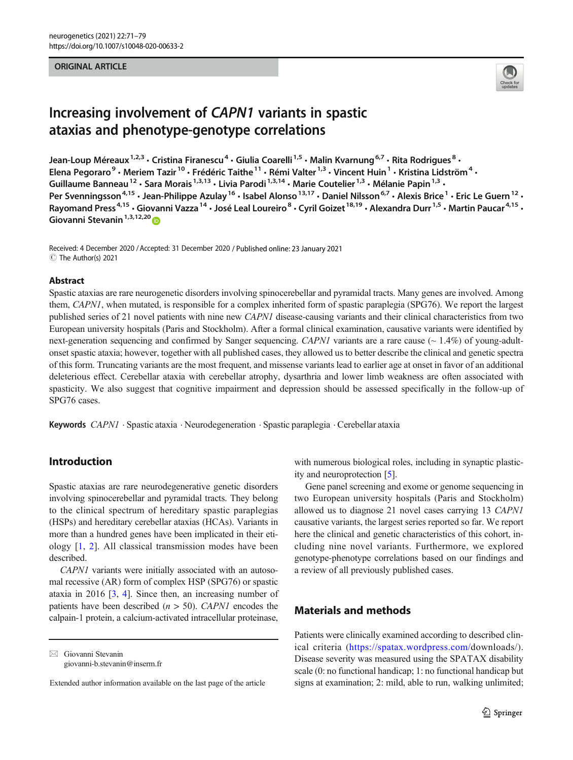ORIGINAL ARTICLE

# Increasing involvement of *CAPN1* variants in spastic ataxias and phenotype-genotype correlations

Jean-Loup Méreaux[1,2,3] · Cristina Firanescu[4] · Giulia Coarelli[1,5] · Malin Kvarnung[6,7] · Rita Rodrigues[8] · Elena Pegoraro[9] · Meriem Tazir[10] · Frédéric Taithe[11] · Rémi Valter[1,3] · Vincent Huin[1] · Kristina Lidström[4] · Guillaume Banneau[12] · Sara Morais[1,3,13] · Livia Parodi[1,3,14] · Marie Coutelier[1,3] · Mélanie Papin[1,3] · Per Svenningsson[4,15] · Jean-Philippe Azulay[16] · Isabel Alonso[13,17] · Daniel Nilsson[6,7] · Alexis Brice[1] · Eric Le Guern[12] · Rayomand Press[4,15] · Giovanni Vazza[14] · José Leal Loureiro[8] · Cyril Goizet[18,19] · Alexandra Durr[1,5] · Martin Paucar[4,15] · Giovanni Stevanin[1,3,12,20]

Received: 4 December 2020 / Accepted: 31 December 2020 / Published online: 23 January 2021
© The Author(s) 2021

## Abstract

Spastic ataxias are rare neurogenetic disorders involving spinocerebellar and pyramidal tracts. Many genes are involved. Among them, *CAPN1*, when mutated, is responsible for a complex inherited form of spastic paraplegia (SPG76). We report the largest published series of 21 novel patients with nine new *CAPN1* disease-causing variants and their clinical characteristics from two European university hospitals (Paris and Stockholm). After a formal clinical examination, causative variants were identified by next-generation sequencing and confirmed by Sanger sequencing. *CAPN1* variants are a rare cause (~ 1.4%) of young-adult-onset spastic ataxia; however, together with all published cases, they allowed us to better describe the clinical and genetic spectra of this form. Truncating variants are the most frequent, and missense variants lead to earlier age at onset in favor of an additional deleterious effect. Cerebellar ataxia with cerebellar atrophy, dysarthria and lower limb weakness are often associated with spasticity. We also suggest that cognitive impairment and depression should be assessed specifically in the follow-up of SPG76 cases.

**Keywords** *CAPN1* · Spastic ataxia · Neurodegeneration · Spastic paraplegia · Cerebellar ataxia

## Introduction

Spastic ataxias are rare neurodegenerative genetic disorders involving spinocerebellar and pyramidal tracts. They belong to the clinical spectrum of hereditary spastic paraplegias (HSPs) and hereditary cerebellar ataxias (HCAs). Variants in more than a hundred genes have been implicated in their etiology [1, 2]. All classical transmission modes have been described.

*CAPN1* variants were initially associated with an autosomal recessive (AR) form of complex HSP (SPG76) or spastic ataxia in 2016 [3, 4]. Since then, an increasing number of patients have been described ($n$ > 50). *CAPN1* encodes the calpain-1 protein, a calcium-activated intracellular proteinase, with numerous biological roles, including in synaptic plasticity and neuroprotection [5].

Gene panel screening and exome or genome sequencing in two European university hospitals (Paris and Stockholm) allowed us to diagnose 21 novel cases carrying 13 *CAPN1* causative variants, the largest series reported so far. We report here the clinical and genetic characteristics of this cohort, including nine novel variants. Furthermore, we explored genotype-phenotype correlations based on our findings and a review of all previously published cases.

## Materials and methods

Patients were clinically examined according to described clinical criteria (https://spatax.wordpress.com/downloads/). Disease severity was measured using the SPATAX disability scale (0: no functional handicap; 1: no functional handicap but signs at examination; 2: mild, able to run, walking unlimited;

✉ Giovanni Stevanin
giovanni-b.stevanin@inserm.fr

Extended author information available on the last page of the article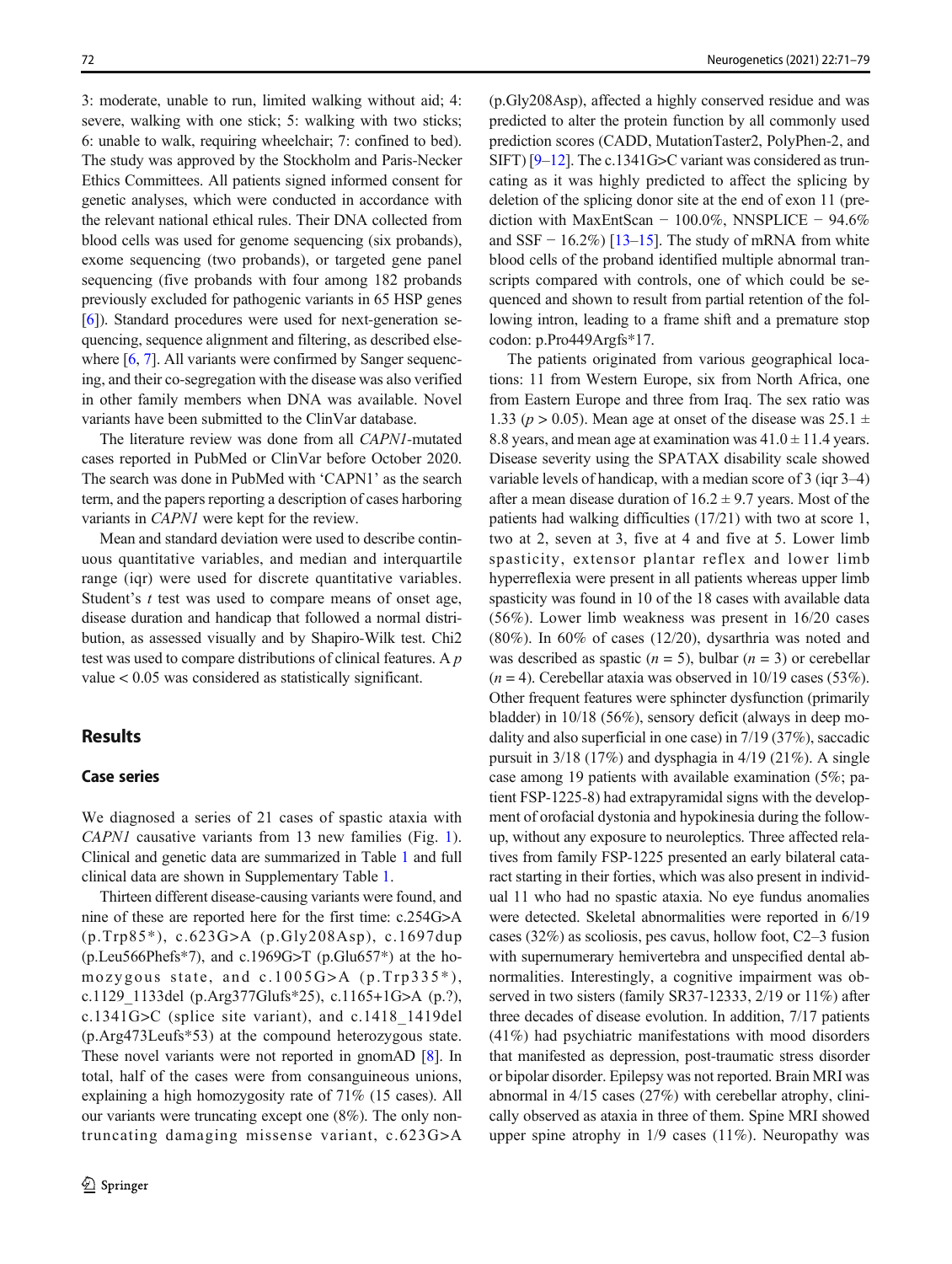3: moderate, unable to run, limited walking without aid; 4: severe, walking with one stick; 5: walking with two sticks; 6: unable to walk, requiring wheelchair; 7: confined to bed). The study was approved by the Stockholm and Paris-Necker Ethics Committees. All patients signed informed consent for genetic analyses, which were conducted in accordance with the relevant national ethical rules. Their DNA collected from blood cells was used for genome sequencing (six probands), exome sequencing (two probands), or targeted gene panel sequencing (five probands with four among 182 probands previously excluded for pathogenic variants in 65 HSP genes [6]). Standard procedures were used for next-generation sequencing, sequence alignment and filtering, as described elsewhere [6, 7]. All variants were confirmed by Sanger sequencing, and their co-segregation with the disease was also verified in other family members when DNA was available. Novel variants have been submitted to the ClinVar database.

The literature review was done from all *CAPN1*-mutated cases reported in PubMed or ClinVar before October 2020. The search was done in PubMed with 'CAPN1' as the search term, and the papers reporting a description of cases harboring variants in *CAPN1* were kept for the review.

Mean and standard deviation were used to describe continuous quantitative variables, and median and interquartile range (iqr) were used for discrete quantitative variables. Student's $t$ test was used to compare means of onset age, disease duration and handicap that followed a normal distribution, as assessed visually and by Shapiro-Wilk test. Chi2 test was used to compare distributions of clinical features. A $p$ value $< 0.05$ was considered as statistically significant.

## Results

### Case series

We diagnosed a series of 21 cases of spastic ataxia with *CAPN1* causative variants from 13 new families (Fig. 1). Clinical and genetic data are summarized in Table 1 and full clinical data are shown in Supplementary Table 1.

Thirteen different disease-causing variants were found, and nine of these are reported here for the first time: c.254G>A (p.Trp85*), c.623G>A (p.Gly208Asp), c.1697dup (p.Leu566Phefs*7), and c.1969G>T (p.Glu657*) at the homozygous state, and c.1005G>A (p.Trp335*), c.1129_1133del (p.Arg377Glufs*25), c.1165+1G>A (p.?), c.1341G>C (splice site variant), and c.1418_1419del (p.Arg473Leufs*53) at the compound heterozygous state. These novel variants were not reported in gnomAD [8]. In total, half of the cases were from consanguineous unions, explaining a high homozygosity rate of 71% (15 cases). All our variants were truncating except one (8%). The only non-truncating damaging missense variant, c.623G>A (p.Gly208Asp), affected a highly conserved residue and was predicted to alter the protein function by all commonly used prediction scores (CADD, MutationTaster2, PolyPhen-2, and SIFT) [9–12]. The c.1341G>C variant was considered as truncating as it was highly predicted to affect the splicing by deletion of the splicing donor site at the end of exon 11 (prediction with MaxEntScan − 100.0%, NNSPLICE − 94.6% and SSF − 16.2%) [13–15]. The study of mRNA from white blood cells of the proband identified multiple abnormal transcripts compared with controls, one of which could be sequenced and shown to result from partial retention of the following intron, leading to a frame shift and a premature stop codon: p.Pro449Argfs*17.

The patients originated from various geographical locations: 11 from Western Europe, six from North Africa, one from Eastern Europe and three from Iraq. The sex ratio was 1.33 ($p > 0.05$). Mean age at onset of the disease was $25.1 \pm 8.8$ years, and mean age at examination was $41.0 \pm 11.4$ years. Disease severity using the SPATAX disability scale showed variable levels of handicap, with a median score of 3 (iqr 3–4) after a mean disease duration of $16.2 \pm 9.7$ years. Most of the patients had walking difficulties (17/21) with two at score 1, two at 2, seven at 3, five at 4 and five at 5. Lower limb spasticity, extensor plantar reflex and lower limb hyperreflexia were present in all patients whereas upper limb spasticity was found in 10 of the 18 cases with available data (56%). Lower limb weakness was present in 16/20 cases (80%). In 60% of cases (12/20), dysarthria was noted and was described as spastic ($n = 5$), bulbar ($n = 3$) or cerebellar ($n = 4$). Cerebellar ataxia was observed in 10/19 cases (53%). Other frequent features were sphincter dysfunction (primarily bladder) in 10/18 (56%), sensory deficit (always in deep modality and also superficial in one case) in 7/19 (37%), saccadic pursuit in 3/18 (17%) and dysphagia in 4/19 (21%). A single case among 19 patients with available examination (5%; patient FSP-1225-8) had extrapyramidal signs with the development of orofacial dystonia and hypokinesia during the follow-up, without any exposure to neuroleptics. Three affected relatives from family FSP-1225 presented an early bilateral cataract starting in their forties, which was also present in individual 11 who had no spastic ataxia. No eye fundus anomalies were detected. Skeletal abnormalities were reported in 6/19 cases (32%) as scoliosis, pes cavus, hollow foot, C2–3 fusion with supernumerary hemivertebra and unspecified dental abnormalities. Interestingly, a cognitive impairment was observed in two sisters (family SR37-12333, 2/19 or 11%) after three decades of disease evolution. In addition, 7/17 patients (41%) had psychiatric manifestations with mood disorders that manifested as depression, post-traumatic stress disorder or bipolar disorder. Epilepsy was not reported. Brain MRI was abnormal in 4/15 cases (27%) with cerebellar atrophy, clinically observed as ataxia in three of them. Spine MRI showed upper spine atrophy in 1/9 cases (11%). Neuropathy was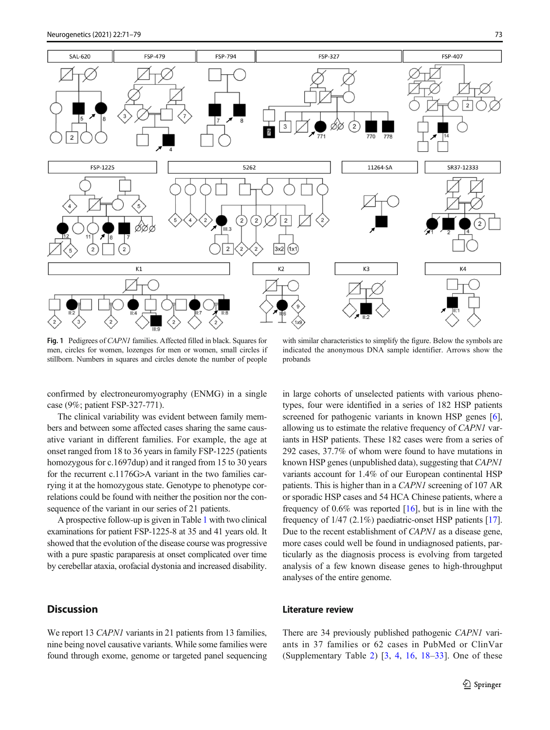Fig. 1 Pedigrees of *CAPN1* families. Affected filled in black. Squares for men, circles for women, lozenges for men or women, small circles if stillborn. Numbers in squares and circles denote the number of people with similar characteristics to simplify the figure. Below the symbols are indicated the anonymous DNA sample identifier. Arrows show the probands

confirmed by electroneuromyography (ENMG) in a single case (9%; patient FSP-327-771).

The clinical variability was evident between family members and between some affected cases sharing the same causative variant in different families. For example, the age at onset ranged from 18 to 36 years in family FSP-1225 (patients homozygous for c.1697dup) and it ranged from 15 to 30 years for the recurrent c.1176G>A variant in the two families carrying it at the homozygous state. Genotype to phenotype correlations could be found with neither the position nor the consequence of the variant in our series of 21 patients.

A prospective follow-up is given in Table 1 with two clinical examinations for patient FSP-1225-8 at 35 and 41 years old. It showed that the evolution of the disease course was progressive with a pure spastic paraparesis at onset complicated over time by cerebellar ataxia, orofacial dystonia and increased disability.

## Discussion

We report 13 *CAPN1* variants in 21 patients from 13 families, nine being novel causative variants. While some families were found through exome, genome or targeted panel sequencing in large cohorts of unselected patients with various phenotypes, four were identified in a series of 182 HSP patients screened for pathogenic variants in known HSP genes [6], allowing us to estimate the relative frequency of *CAPN1* variants in HSP patients. These 182 cases were from a series of 292 cases, 37.7% of whom were found to have mutations in known HSP genes (unpublished data), suggesting that *CAPN1* variants account for 1.4% of our European continental HSP patients. This is higher than in a *CAPN1* screening of 107 AR or sporadic HSP cases and 54 HCA Chinese patients, where a frequency of 0.6% was reported [16], but is in line with the frequency of 1/47 (2.1%) paediatric-onset HSP patients [17]. Due to the recent establishment of *CAPN1* as a disease gene, more cases could well be found in undiagnosed patients, particularly as the diagnosis process is evolving from targeted analysis of a few known disease genes to high-throughput analyses of the entire genome.

### Literature review

There are 34 previously published pathogenic *CAPN1* variants in 37 families or 62 cases in PubMed or ClinVar (Supplementary Table 2) [3, 4, 16, 18–33]. One of these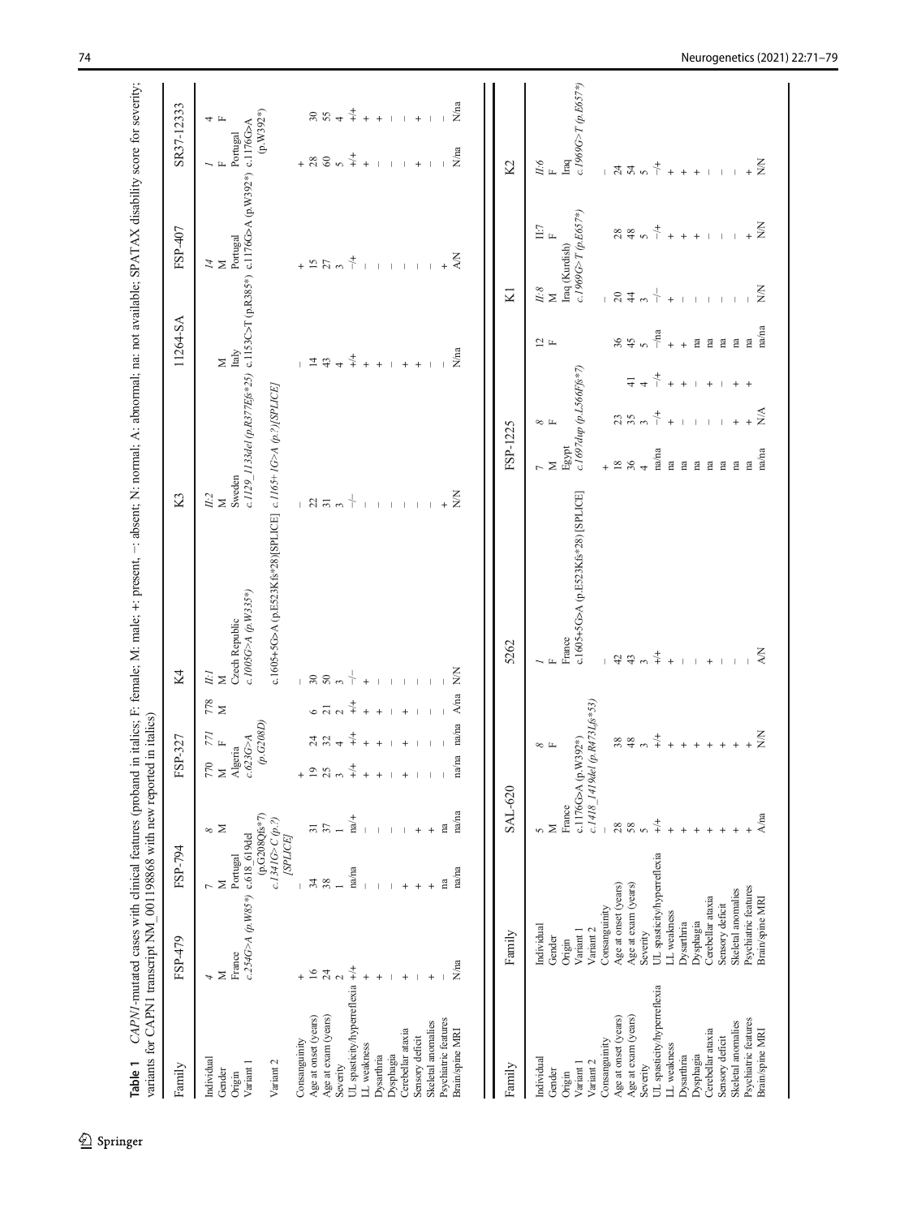**Table 1** *CAPN1*-mutated cases with clinical features (proband in italics; F: female; M: male; +: present, −: absent; N: normal; A: abnormal; na: not available; SPATAX disability score for severity; variants for CAPN1 transcript NM_001198868 with new reported in italics)

| Family | FSP-479 | FSP-794 | | FSP-327 | | | K4 | K3 | 11264-SA | FSP-407 | SR37-12333 | |
|---|---|---|---|---|---|---|---|---|---|---|---|---|
| Individual | *4* | 7 | 8 | 770 | 771 | 778 | *II:1* | *II:2* | | *14* | *1* | 4 |
| Gender | M | M | M | M | F | M | M | M | M | M | F | F |
| Origin | France | Portugal | | Algeria | | | Czech Republic | Sweden | Italy | Portugal | Portugal | |
| Variant 1 | *c.254G>A (p.W85\*)* | c.618_619del (p.G208Qfs\*7) | | *c.623G>A (p.G208D)* | | | *c.1005G>A (p.W335\*)* | *c.1129_1133del (p.R377Efs\*25)* | c.1153C>T (p.R385\*) | c.1176G>A (p.W392\*) | c.1176G>A (p.W392\*) | |
| Variant 2 | | *c.1341G>C (p.?) [SPLICE]* | | | | | c.1605+5G>A (p.E523Kfs\*28)[SPLICE] | *c.1165+1G>A (p.?)[SPLICE]* | | | | |
| Consanguinity | + | − | | + | | | − | − | − | + | + | |
| Age at onset (years) | 16 | 34 | 31 | 19 | 24 | 6 | 30 | 22 | 14 | 15 | 28 | 30 |
| Age at exam (years) | 24 | 38 | 37 | 25 | 32 | 21 | 50 | 31 | 43 | 27 | 60 | 55 |
| Severity | 2 | 1 | 1 | 3 | 4 | 2 | 3 | 3 | 4 | 3 | 5 | 4 |
| UL spasticity/hyperreflexia | +/+ | na/na | na/+ | +/+ | +/+ | +/+ | −/− | −/− | +/+ | −/+ | +/+ | +/+ |
| LL weakness | + | − | − | + | + | + | + | − | + | − | + | + |
| Dysarthria | + | − | − | + | + | + | − | − | + | − | − | − |
| Dysphagia | − | − | − | − | − | − | − | − | − | − | − | − |
| Cerebellar ataxia | + | + | − | + | + | + | − | − | + | − | − | − |
| Sensory deficit | − | + | + | − | − | − | − | − | + | − | + | + |
| Skeletal anomalies | + | + | + | − | − | − | − | − | − | − | − | − |
| Psychiatric features | − | na | na | − | − | − | − | + | − | + | − | − |
| Brain/spine MRI | N/na | na/na | na/na | na/na | na/na | A/na | N/N | N/N | N/na | A/N | N/na | N/na |

| Family | SAL-620 | | 5262 | FSP-1225 | | | | K1 | | K2 |
|---|---|---|---|---|---|---|---|---|---|---|
| Individual | 5 | 8 | *1* | 7 | *8* | | 12 | *II:8* | II:7 | *II:6* |
| Gender | M | F | F | M | F | | F | M | F | F |
| Origin | France | | France | Egypt | | | | Iraq (Kurdish) | | Iraq |
| Variant 1 | c.1176G>A (p.W392\*) | | c.1605+5G>A (p.E523Kfs\*28) [SPLICE] | *c.1697dup (p.L566Ffs\*7)* | | | | *c.1969G>T (p.E657\*)* | | *c.1969G>T (p.E657\*)* |
| Variant 2 | *c.1418_1419del (p.R473Lfs\*53)* | | | | | | | | | |
| Consanguinity | − | | − | + | | | | − | | − |
| Age at onset (years) | 28 | 38 | 42 | 18 | 23 | | 36 | 20 | 28 | 24 |
| Age at exam (years) | 58 | 48 | 43 | 36 | 35 | 41 | 45 | 44 | 48 | 54 |
| Severity | 5 | 3 | 3 | 4 | 3 | 4 | 5 | 3 | 5 | 5 |
| UL spasticity/hyperreflexia | +/+ | +/+ | +/+ | na/na | −/+ | −/+ | −/na | −/− | −/+ | −/+ |
| LL weakness | + | + | + | na | + | + | + | + | + | + |
| Dysarthria | + | + | − | na | − | + | + | − | + | + |
| Dysphagia | + | + | − | na | − | − | na | − | + | + |
| Cerebellar ataxia | + | + | + | na | − | + | na | − | − | − |
| Sensory deficit | + | + | − | na | − | − | na | − | − | − |
| Skeletal anomalies | + | + | − | na | + | + | na | − | − | − |
| Psychiatric features | + | + | − | na | + | + | na | − | + | + |
| Brain/spine MRI | A/na | N/N | A/N | na/na | N/A | | na/na | N/N | N/N | N/N |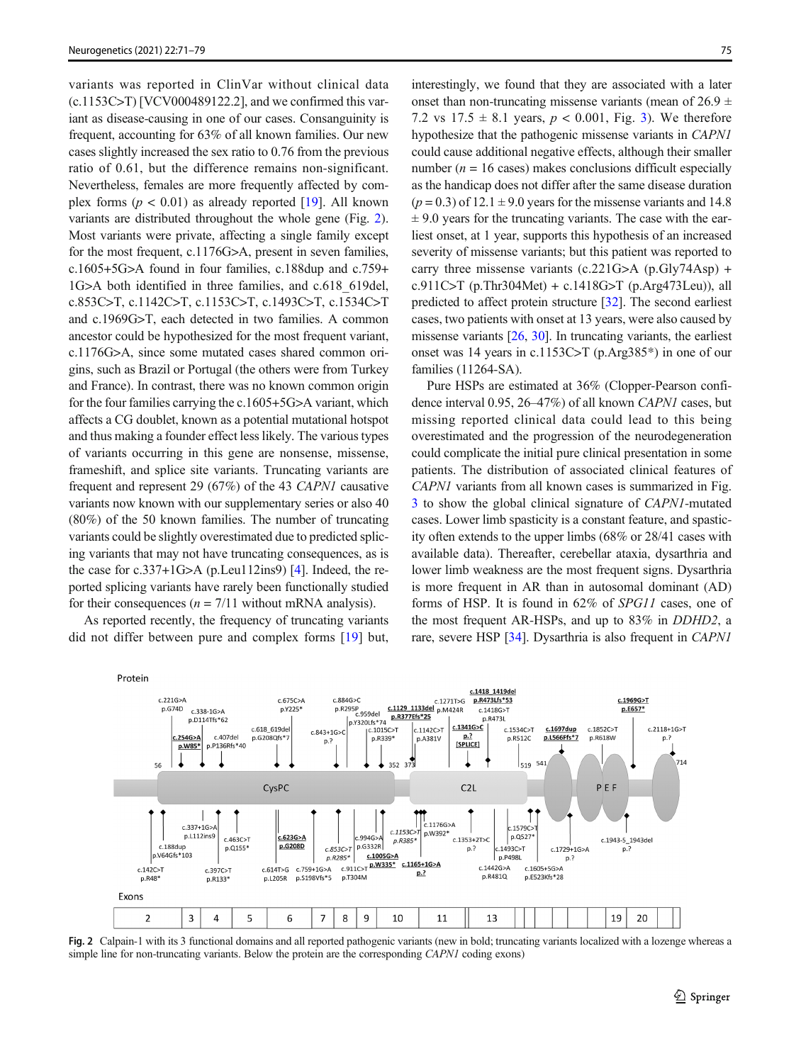variants was reported in ClinVar without clinical data (c.1153C>T) [VCV000489122.2], and we confirmed this variant as disease-causing in one of our cases. Consanguinity is frequent, accounting for 63% of all known families. Our new cases slightly increased the sex ratio to 0.76 from the previous ratio of 0.61, but the difference remains non-significant. Nevertheless, females are more frequently affected by complex forms ($p < 0.01$) as already reported [19]. All known variants are distributed throughout the whole gene (Fig. 2). Most variants were private, affecting a single family except for the most frequent, c.1176G>A, present in seven families, c.1605+5G>A found in four families, c.188dup and c.759+1G>A both identified in three families, and c.618_619del, c.853C>T, c.1142C>T, c.1153C>T, c.1493C>T, c.1534C>T and c.1969G>T, each detected in two families. A common ancestor could be hypothesized for the most frequent variant, c.1176G>A, since some mutated cases shared common origins, such as Brazil or Portugal (the others were from Turkey and France). In contrast, there was no known common origin for the four families carrying the c.1605+5G>A variant, which affects a CG doublet, known as a potential mutational hotspot and thus making a founder effect less likely. The various types of variants occurring in this gene are nonsense, missense, frameshift, and splice site variants. Truncating variants are frequent and represent 29 (67%) of the 43 *CAPN1* causative variants now known with our supplementary series or also 40 (80%) of the 50 known families. The number of truncating variants could be slightly overestimated due to predicted splicing variants that may not have truncating consequences, as is the case for c.337+1G>A (p.Leu112ins9) [4]. Indeed, the reported splicing variants have rarely been functionally studied for their consequences ($n = 7/11$ without mRNA analysis).

As reported recently, the frequency of truncating variants did not differ between pure and complex forms [19] but, interestingly, we found that they are associated with a later onset than non-truncating missense variants (mean of 26.9 ± 7.2 vs 17.5 ± 8.1 years, $p < 0.001$, Fig. 3). We therefore hypothesize that the pathogenic missense variants in *CAPN1* could cause additional negative effects, although their smaller number ($n = 16$ cases) makes conclusions difficult especially as the handicap does not differ after the same disease duration ($p = 0.3$) of 12.1 ± 9.0 years for the missense variants and 14.8 ± 9.0 years for the truncating variants. The case with the earliest onset, at 1 year, supports this hypothesis of an increased severity of missense variants; but this patient was reported to carry three missense variants (c.221G>A (p.Gly74Asp) + c.911C>T (p.Thr304Met) + c.1418G>T (p.Arg473Leu)), all predicted to affect protein structure [32]. The second earliest cases, two patients with onset at 13 years, were also caused by missense variants [26, 30]. In truncating variants, the earliest onset was 14 years in c.1153C>T (p.Arg385*) in one of our families (11264-SA).

Pure HSPs are estimated at 36% (Clopper-Pearson confidence interval 0.95, 26–47%) of all known *CAPN1* cases, but missing reported clinical data could lead to this being overestimated and the progression of the neurodegeneration could complicate the initial pure clinical presentation in some patients. The distribution of associated clinical features of *CAPN1* variants from all known cases is summarized in Fig. 3 to show the global clinical signature of *CAPN1*-mutated cases. Lower limb spasticity is a constant feature, and spasticity often extends to the upper limbs (68% or 28/41 cases with available data). Thereafter, cerebellar ataxia, dysarthria and lower limb weakness are the most frequent signs. Dysarthria is more frequent in AR than in autosomal dominant (AD) forms of HSP. It is found in 62% of *SPG11* cases, one of the most frequent AR-HSPs, and up to 83% in *DDHD2*, a rare, severe HSP [34]. Dysarthria is also frequent in *CAPN1*

**Fig. 2** Calpain-1 with its 3 functional domains and all reported pathogenic variants (new in bold; truncating variants localized with a lozenge whereas a simple line for non-truncating variants. Below the protein are the corresponding *CAPN1* coding exons)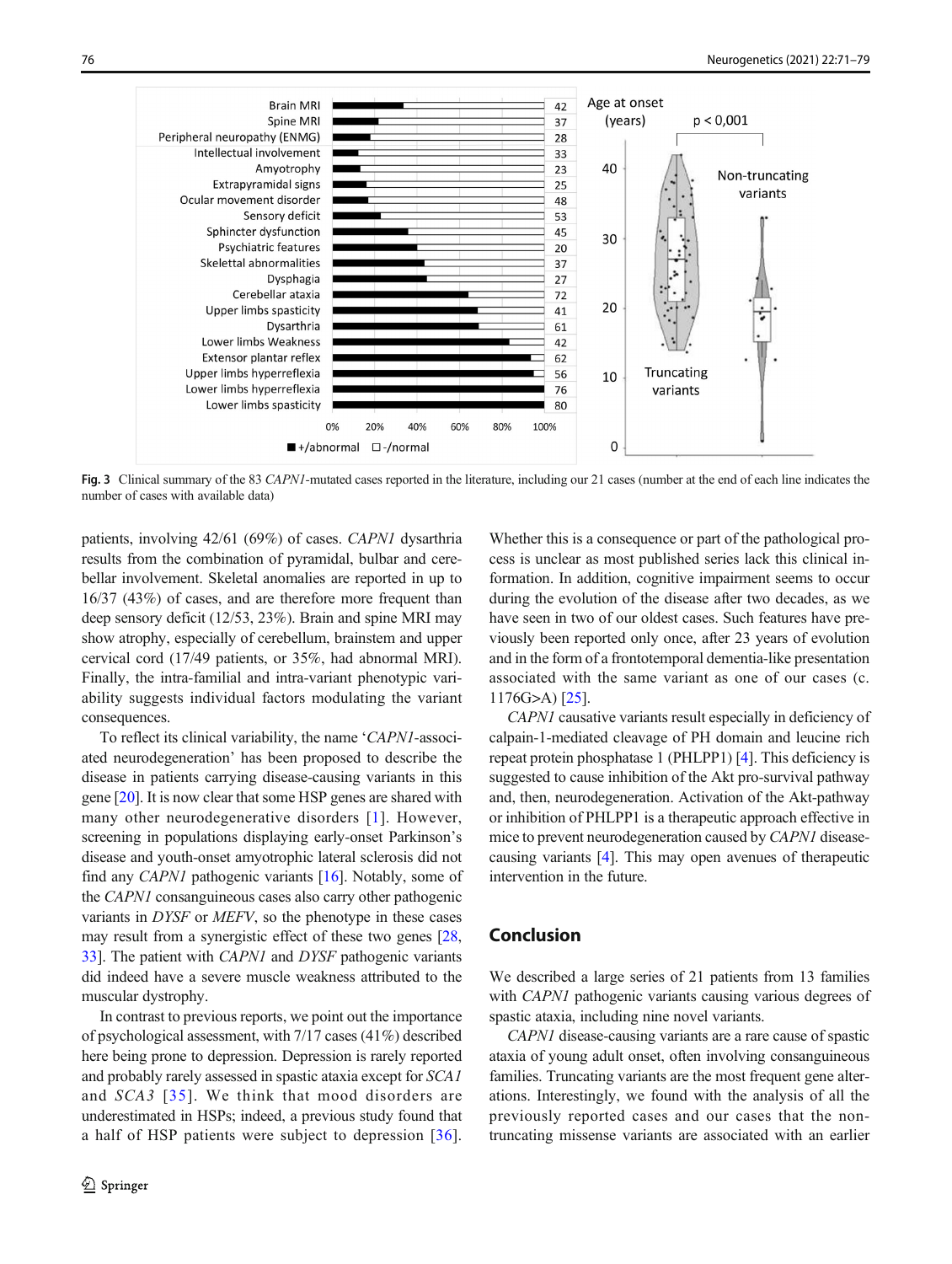Fig. 3 Clinical summary of the 83 *CAPN1*-mutated cases reported in the literature, including our 21 cases (number at the end of each line indicates the number of cases with available data)

patients, involving 42/61 (69%) of cases. *CAPN1* dysarthria results from the combination of pyramidal, bulbar and cerebellar involvement. Skeletal anomalies are reported in up to 16/37 (43%) of cases, and are therefore more frequent than deep sensory deficit (12/53, 23%). Brain and spine MRI may show atrophy, especially of cerebellum, brainstem and upper cervical cord (17/49 patients, or 35%, had abnormal MRI). Finally, the intra-familial and intra-variant phenotypic variability suggests individual factors modulating the variant consequences.

To reflect its clinical variability, the name '*CAPN1*-associated neurodegeneration' has been proposed to describe the disease in patients carrying disease-causing variants in this gene [20]. It is now clear that some HSP genes are shared with many other neurodegenerative disorders [1]. However, screening in populations displaying early-onset Parkinson's disease and youth-onset amyotrophic lateral sclerosis did not find any *CAPN1* pathogenic variants [16]. Notably, some of the *CAPN1* consanguineous cases also carry other pathogenic variants in *DYSF* or *MEFV*, so the phenotype in these cases may result from a synergistic effect of these two genes [28, 33]. The patient with *CAPN1* and *DYSF* pathogenic variants did indeed have a severe muscle weakness attributed to the muscular dystrophy.

In contrast to previous reports, we point out the importance of psychological assessment, with 7/17 cases (41%) described here being prone to depression. Depression is rarely reported and probably rarely assessed in spastic ataxia except for *SCA1* and *SCA3* [35]. We think that mood disorders are underestimated in HSPs; indeed, a previous study found that a half of HSP patients were subject to depression [36]. Whether this is a consequence or part of the pathological process is unclear as most published series lack this clinical information. In addition, cognitive impairment seems to occur during the evolution of the disease after two decades, as we have seen in two of our oldest cases. Such features have previously been reported only once, after 23 years of evolution and in the form of a frontotemporal dementia-like presentation associated with the same variant as one of our cases (c. 1176G>A) [25].

*CAPN1* causative variants result especially in deficiency of calpain-1-mediated cleavage of PH domain and leucine rich repeat protein phosphatase 1 (PHLPP1) [4]. This deficiency is suggested to cause inhibition of the Akt pro-survival pathway and, then, neurodegeneration. Activation of the Akt-pathway or inhibition of PHLPP1 is a therapeutic approach effective in mice to prevent neurodegeneration caused by *CAPN1* disease-causing variants [4]. This may open avenues of therapeutic intervention in the future.

## Conclusion

We described a large series of 21 patients from 13 families with *CAPN1* pathogenic variants causing various degrees of spastic ataxia, including nine novel variants.

*CAPN1* disease-causing variants are a rare cause of spastic ataxia of young adult onset, often involving consanguineous families. Truncating variants are the most frequent gene alterations. Interestingly, we found with the analysis of all the previously reported cases and our cases that the non-truncating missense variants are associated with an earlier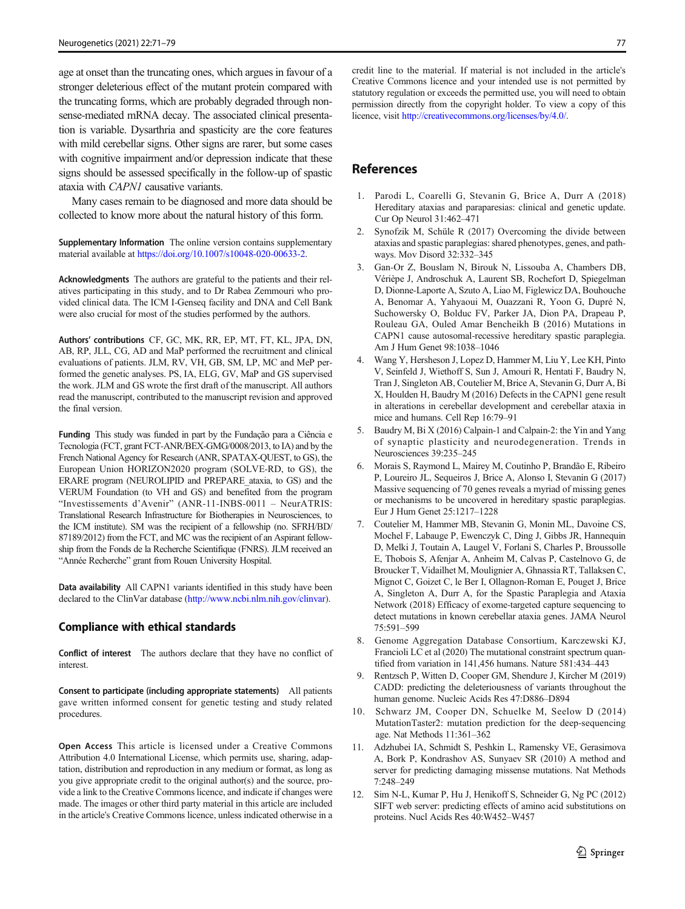age at onset than the truncating ones, which argues in favour of a stronger deleterious effect of the mutant protein compared with the truncating forms, which are probably degraded through nonsense-mediated mRNA decay. The associated clinical presentation is variable. Dysarthria and spasticity are the core features with mild cerebellar signs. Other signs are rarer, but some cases with cognitive impairment and/or depression indicate that these signs should be assessed specifically in the follow-up of spastic ataxia with *CAPN1* causative variants.

Many cases remain to be diagnosed and more data should be collected to know more about the natural history of this form.

**Supplementary Information** The online version contains supplementary material available at https://doi.org/10.1007/s10048-020-00633-2.

**Acknowledgments** The authors are grateful to the patients and their relatives participating in this study, and to Dr Rabea Zemmouri who provided clinical data. The ICM I-Genseq facility and DNA and Cell Bank were also crucial for most of the studies performed by the authors.

**Authors' contributions** CF, GC, MK, RR, EP, MT, FT, KL, JPA, DN, AB, RP, JLL, CG, AD and MaP performed the recruitment and clinical evaluations of patients. JLM, RV, VH, GB, SM, LP, MC and MeP performed the genetic analyses. PS, IA, ELG, GV, MaP and GS supervised the work. JLM and GS wrote the first draft of the manuscript. All authors read the manuscript, contributed to the manuscript revision and approved the final version.

**Funding** This study was funded in part by the Fundação para a Ciência e Tecnologia (FCT, grant FCT-ANR/BEX-GMG/0008/2013, to IA) and by the French National Agency for Research (ANR, SPATAX-QUEST, to GS), the European Union HORIZON2020 program (SOLVE-RD, to GS), the ERARE program (NEUROLIPID and PREPARE_ataxia, to GS) and the VERUM Foundation (to VH and GS) and benefited from the program "Investissements d'Avenir" (ANR-11-INBS-0011 – NeurATRIS: Translational Research Infrastructure for Biotherapies in Neurosciences, to the ICM institute). SM was the recipient of a fellowship (no. SFRH/BD/87189/2012) from the FCT, and MC was the recipient of an Aspirant fellowship from the Fonds de la Recherche Scientifique (FNRS). JLM received an "Année Recherche" grant from Rouen University Hospital.

**Data availability** All CAPN1 variants identified in this study have been declared to the ClinVar database (http://www.ncbi.nlm.nih.gov/clinvar).

## Compliance with ethical standards

**Conflict of interest** The authors declare that they have no conflict of interest.

**Consent to participate (including appropriate statements)** All patients gave written informed consent for genetic testing and study related procedures.

**Open Access** This article is licensed under a Creative Commons Attribution 4.0 International License, which permits use, sharing, adaptation, distribution and reproduction in any medium or format, as long as you give appropriate credit to the original author(s) and the source, provide a link to the Creative Commons licence, and indicate if changes were made. The images or other third party material in this article are included in the article's Creative Commons licence, unless indicated otherwise in a credit line to the material. If material is not included in the article's Creative Commons licence and your intended use is not permitted by statutory regulation or exceeds the permitted use, you will need to obtain permission directly from the copyright holder. To view a copy of this licence, visit http://creativecommons.org/licenses/by/4.0/.

## References

1. Parodi L, Coarelli G, Stevanin G, Brice A, Durr A (2018) Hereditary ataxias and paraparesias: clinical and genetic update. Cur Op Neurol 31:462–471
2. Synofzik M, Schüle R (2017) Overcoming the divide between ataxias and spastic paraplegias: shared phenotypes, genes, and pathways. Mov Disord 32:332–345
3. Gan-Or Z, Bouslam N, Birouk N, Lissouba A, Chambers DB, Vérièpe J, Androschuk A, Laurent SB, Rochefort D, Spiegelman D, Dionne-Laporte A, Szuto A, Liao M, Figlewicz DA, Bouhouche A, Benomar A, Yahyaoui M, Ouazzani R, Yoon G, Dupré N, Suchowersky O, Bolduc FV, Parker JA, Dion PA, Drapeau P, Rouleau GA, Ouled Amar Bencheikh B (2016) Mutations in CAPN1 cause autosomal-recessive hereditary spastic paraplegia. Am J Hum Genet 98:1038–1046
4. Wang Y, Hersheson J, Lopez D, Hammer M, Liu Y, Lee KH, Pinto V, Seinfeld J, Wiethoff S, Sun J, Amouri R, Hentati F, Baudry N, Tran J, Singleton AB, Coutelier M, Brice A, Stevanin G, Durr A, Bi X, Houlden H, Baudry M (2016) Defects in the CAPN1 gene result in alterations in cerebellar development and cerebellar ataxia in mice and humans. Cell Rep 16:79–91
5. Baudry M, Bi X (2016) Calpain-1 and Calpain-2: the Yin and Yang of synaptic plasticity and neurodegeneration. Trends in Neurosciences 39:235–245
6. Morais S, Raymond L, Mairey M, Coutinho P, Brandão E, Ribeiro P, Loureiro JL, Sequeiros J, Brice A, Alonso I, Stevanin G (2017) Massive sequencing of 70 genes reveals a myriad of missing genes or mechanisms to be uncovered in hereditary spastic paraplegias. Eur J Hum Genet 25:1217–1228
7. Coutelier M, Hammer MB, Stevanin G, Monin ML, Davoine CS, Mochel F, Labauge P, Ewenczyk C, Ding J, Gibbs JR, Hannequin D, Melki J, Toutain A, Laugel V, Forlani S, Charles P, Broussolle E, Thobois S, Afenjar A, Anheim M, Calvas P, Castelnovo G, de Broucker T, Vidailhet M, Moulignier A, Ghnassia RT, Tallaksen C, Mignot C, Goizet C, le Ber I, Ollagnon-Roman E, Pouget J, Brice A, Singleton A, Durr A, for the Spastic Paraplegia and Ataxia Network (2018) Efficacy of exome-targeted capture sequencing to detect mutations in known cerebellar ataxia genes. JAMA Neurol 75:591–599
8. Genome Aggregation Database Consortium, Karczewski KJ, Francioli LC et al (2020) The mutational constraint spectrum quantified from variation in 141,456 humans. Nature 581:434–443
9. Rentzsch P, Witten D, Cooper GM, Shendure J, Kircher M (2019) CADD: predicting the deleteriousness of variants throughout the human genome. Nucleic Acids Res 47:D886–D894
10. Schwarz JM, Cooper DN, Schuelke M, Seelow D (2014) MutationTaster2: mutation prediction for the deep-sequencing age. Nat Methods 11:361–362
11. Adzhubei IA, Schmidt S, Peshkin L, Ramensky VE, Gerasimova A, Bork P, Kondrashov AS, Sunyaev SR (2010) A method and server for predicting damaging missense mutations. Nat Methods 7:248–249
12. Sim N-L, Kumar P, Hu J, Henikoff S, Schneider G, Ng PC (2012) SIFT web server: predicting effects of amino acid substitutions on proteins. Nucl Acids Res 40:W452–W457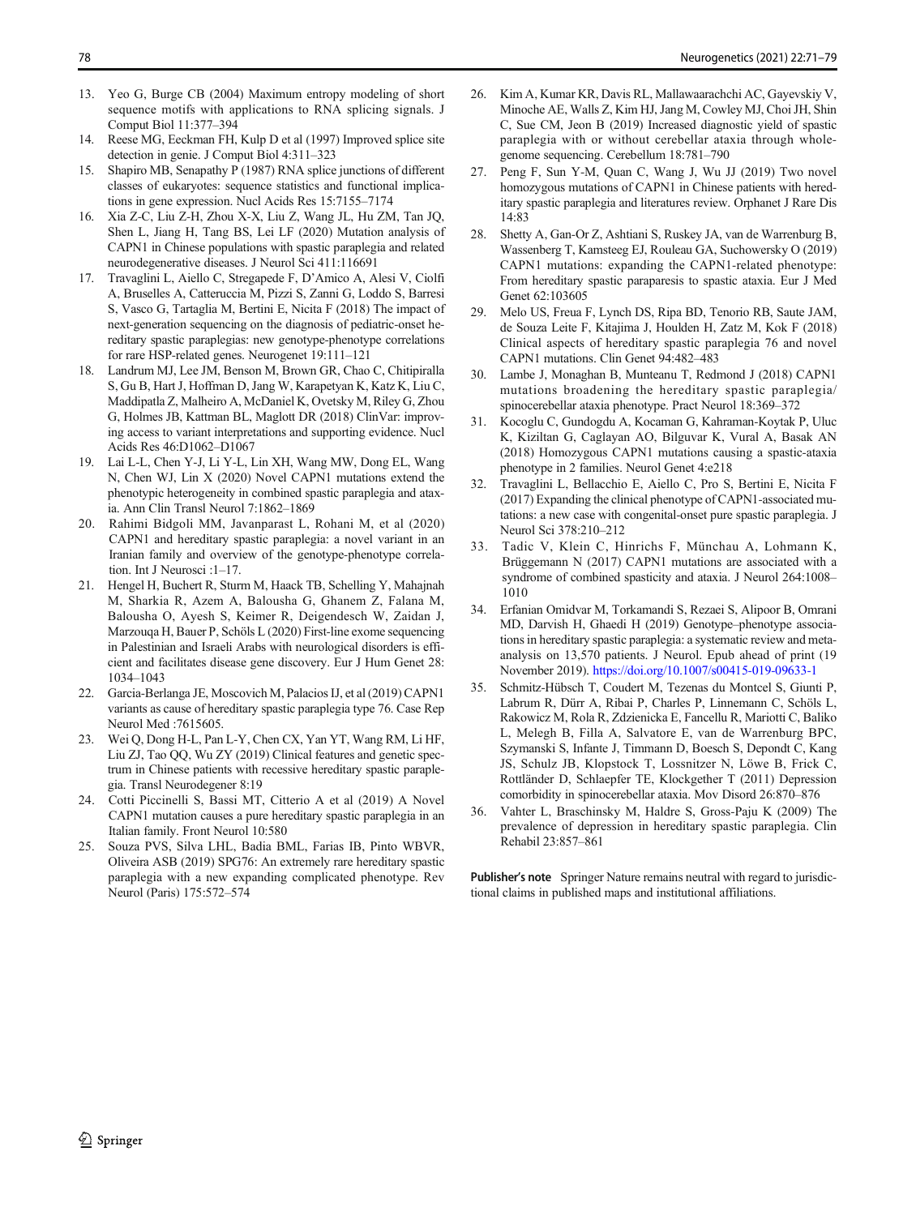13. Yeo G, Burge CB (2004) Maximum entropy modeling of short sequence motifs with applications to RNA splicing signals. J Comput Biol 11:377–394
14. Reese MG, Eeckman FH, Kulp D et al (1997) Improved splice site detection in genie. J Comput Biol 4:311–323
15. Shapiro MB, Senapathy P (1987) RNA splice junctions of different classes of eukaryotes: sequence statistics and functional implications in gene expression. Nucl Acids Res 15:7155–7174
16. Xia Z-C, Liu Z-H, Zhou X-X, Liu Z, Wang JL, Hu ZM, Tan JQ, Shen L, Jiang H, Tang BS, Lei LF (2020) Mutation analysis of CAPN1 in Chinese populations with spastic paraplegia and related neurodegenerative diseases. J Neurol Sci 411:116691
17. Travaglini L, Aiello C, Stregapede F, D'Amico A, Alesi V, Ciolfi A, Bruselles A, Catteruccia M, Pizzi S, Zanni G, Loddo S, Barresi S, Vasco G, Tartaglia M, Bertini E, Nicita F (2018) The impact of next-generation sequencing on the diagnosis of pediatric-onset hereditary spastic paraplegias: new genotype-phenotype correlations for rare HSP-related genes. Neurogenet 19:111–121
18. Landrum MJ, Lee JM, Benson M, Brown GR, Chao C, Chitipiralla S, Gu B, Hart J, Hoffman D, Jang W, Karapetyan K, Katz K, Liu C, Maddipatla Z, Malheiro A, McDaniel K, Ovetsky M, Riley G, Zhou G, Holmes JB, Kattman BL, Maglott DR (2018) ClinVar: improving access to variant interpretations and supporting evidence. Nucl Acids Res 46:D1062–D1067
19. Lai L-L, Chen Y-J, Li Y-L, Lin XH, Wang MW, Dong EL, Wang N, Chen WJ, Lin X (2020) Novel CAPN1 mutations extend the phenotypic heterogeneity in combined spastic paraplegia and ataxia. Ann Clin Transl Neurol 7:1862–1869
20. Rahimi Bidgoli MM, Javanparast L, Rohani M, et al (2020) CAPN1 and hereditary spastic paraplegia: a novel variant in an Iranian family and overview of the genotype-phenotype correlation. Int J Neurosci :1–17.
21. Hengel H, Buchert R, Sturm M, Haack TB, Schelling Y, Mahajnah M, Sharkia R, Azem A, Balousha G, Ghanem Z, Falana M, Balousha O, Ayesh S, Keimer R, Deigendesch W, Zaidan J, Marzouqa H, Bauer P, Schöls L (2020) First-line exome sequencing in Palestinian and Israeli Arabs with neurological disorders is efficient and facilitates disease gene discovery. Eur J Hum Genet 28: 1034–1043
22. Garcia-Berlanga JE, Moscovich M, Palacios IJ, et al (2019) CAPN1 variants as cause of hereditary spastic paraplegia type 76. Case Rep Neurol Med :7615605.
23. Wei Q, Dong H-L, Pan L-Y, Chen CX, Yan YT, Wang RM, Li HF, Liu ZJ, Tao QQ, Wu ZY (2019) Clinical features and genetic spectrum in Chinese patients with recessive hereditary spastic paraplegia. Transl Neurodegener 8:19
24. Cotti Piccinelli S, Bassi MT, Citterio A et al (2019) A Novel CAPN1 mutation causes a pure hereditary spastic paraplegia in an Italian family. Front Neurol 10:580
25. Souza PVS, Silva LHL, Badia BML, Farias IB, Pinto WBVR, Oliveira ASB (2019) SPG76: An extremely rare hereditary spastic paraplegia with a new expanding complicated phenotype. Rev Neurol (Paris) 175:572–574
26. Kim A, Kumar KR, Davis RL, Mallawaarachchi AC, Gayevskiy V, Minoche AE, Walls Z, Kim HJ, Jang M, Cowley MJ, Choi JH, Shin C, Sue CM, Jeon B (2019) Increased diagnostic yield of spastic paraplegia with or without cerebellar ataxia through whole-genome sequencing. Cerebellum 18:781–790
27. Peng F, Sun Y-M, Quan C, Wang J, Wu JJ (2019) Two novel homozygous mutations of CAPN1 in Chinese patients with hereditary spastic paraplegia and literatures review. Orphanet J Rare Dis 14:83
28. Shetty A, Gan-Or Z, Ashtiani S, Ruskey JA, van de Warrenburg B, Wassenberg T, Kamsteeg EJ, Rouleau GA, Suchowersky O (2019) CAPN1 mutations: expanding the CAPN1-related phenotype: From hereditary spastic paraparesis to spastic ataxia. Eur J Med Genet 62:103605
29. Melo US, Freua F, Lynch DS, Ripa BD, Tenorio RB, Saute JAM, de Souza Leite F, Kitajima J, Houlden H, Zatz M, Kok F (2018) Clinical aspects of hereditary spastic paraplegia 76 and novel CAPN1 mutations. Clin Genet 94:482–483
30. Lambe J, Monaghan B, Munteanu T, Redmond J (2018) CAPN1 mutations broadening the hereditary spastic paraplegia/spinocerebellar ataxia phenotype. Pract Neurol 18:369–372
31. Kocoglu C, Gundogdu A, Kocaman G, Kahraman-Koytak P, Uluc K, Kiziltan G, Caglayan AO, Bilguvar K, Vural A, Basak AN (2018) Homozygous CAPN1 mutations causing a spastic-ataxia phenotype in 2 families. Neurol Genet 4:e218
32. Travaglini L, Bellacchio E, Aiello C, Pro S, Bertini E, Nicita F (2017) Expanding the clinical phenotype of CAPN1-associated mutations: a new case with congenital-onset pure spastic paraplegia. J Neurol Sci 378:210–212
33. Tadic V, Klein C, Hinrichs F, Münchau A, Lohmann K, Brüggemann N (2017) CAPN1 mutations are associated with a syndrome of combined spasticity and ataxia. J Neurol 264:1008–1010
34. Erfanian Omidvar M, Torkamandi S, Rezaei S, Alipoor B, Omrani MD, Darvish H, Ghaedi H (2019) Genotype–phenotype associations in hereditary spastic paraplegia: a systematic review and meta-analysis on 13,570 patients. J Neurol. Epub ahead of print (19 November 2019). https://doi.org/10.1007/s00415-019-09633-1
35. Schmitz-Hübsch T, Coudert M, Tezenas du Montcel S, Giunti P, Labrum R, Dürr A, Ribai P, Charles P, Linnemann C, Schöls L, Rakowicz M, Rola R, Zdzienicka E, Fancellu R, Mariotti C, Baliko L, Melegh B, Filla A, Salvatore E, van de Warrenburg BPC, Szymanski S, Infante J, Timmann D, Boesch S, Depondt C, Kang JS, Schulz JB, Klopstock T, Lossnitzer N, Löwe B, Frick C, Rottländer D, Schlaepfer TE, Klockgether T (2011) Depression comorbidity in spinocerebellar ataxia. Mov Disord 26:870–876
36. Vahter L, Braschinsky M, Haldre S, Gross-Paju K (2009) The prevalence of depression in hereditary spastic paraplegia. Clin Rehabil 23:857–861

**Publisher's note** Springer Nature remains neutral with regard to jurisdictional claims in published maps and institutional affiliations.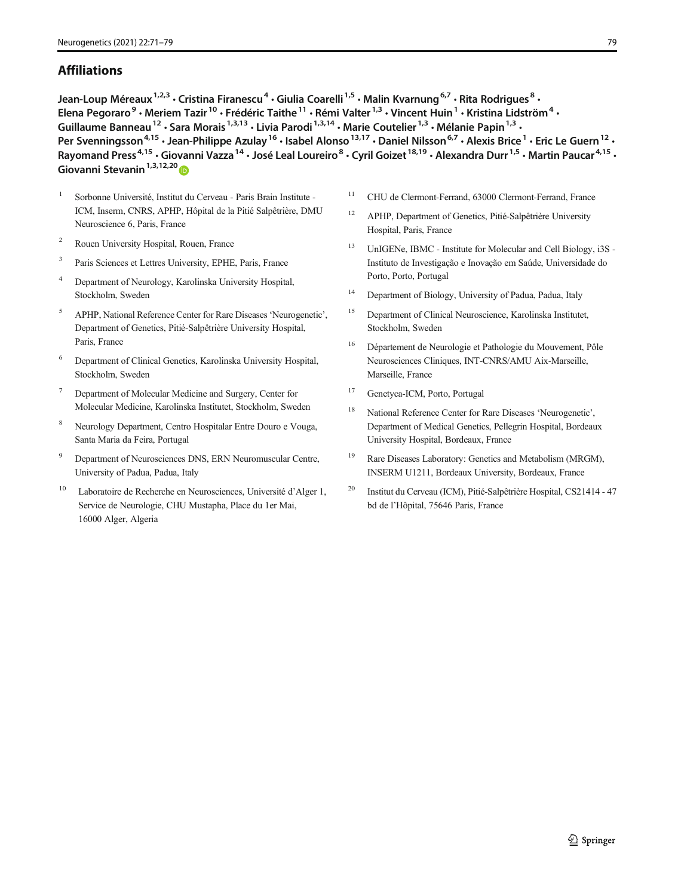## Affiliations

**Jean-Loup Méreaux[1,2,3] · Cristina Firanescu[4] · Giulia Coarelli[1,5] · Malin Kvarnung[6,7] · Rita Rodrigues[8] · Elena Pegoraro[9] · Meriem Tazir[10] · Frédéric Taithe[11] · Rémi Valter[1,3] · Vincent Huin[1] · Kristina Lidström[4] · Guillaume Banneau[12] · Sara Morais[1,3,13] · Livia Parodi[1,3,14] · Marie Coutelier[1,3] · Mélanie Papin[1,3] · Per Svenningsson[4,15] · Jean-Philippe Azulay[16] · Isabel Alonso[13,17] · Daniel Nilsson[6,7] · Alexis Brice[1] · Eric Le Guern[12] · Rayomand Press[4,15] · Giovanni Vazza[14] · José Leal Loureiro[8] · Cyril Goizet[18,19] · Alexandra Durr[1,5] · Martin Paucar[4,15] · Giovanni Stevanin[1,3,12,20]**

1. Sorbonne Université, Institut du Cerveau - Paris Brain Institute - ICM, Inserm, CNRS, APHP, Hôpital de la Pitié Salpêtrière, DMU Neuroscience 6, Paris, France
2. Rouen University Hospital, Rouen, France
3. Paris Sciences et Lettres University, EPHE, Paris, France
4. Department of Neurology, Karolinska University Hospital, Stockholm, Sweden
5. APHP, National Reference Center for Rare Diseases 'Neurogenetic', Department of Genetics, Pitié-Salpêtrière University Hospital, Paris, France
6. Department of Clinical Genetics, Karolinska University Hospital, Stockholm, Sweden
7. Department of Molecular Medicine and Surgery, Center for Molecular Medicine, Karolinska Institutet, Stockholm, Sweden
8. Neurology Department, Centro Hospitalar Entre Douro e Vouga, Santa Maria da Feira, Portugal
9. Department of Neurosciences DNS, ERN Neuromuscular Centre, University of Padua, Padua, Italy
10. Laboratoire de Recherche en Neurosciences, Université d'Alger 1, Service de Neurologie, CHU Mustapha, Place du 1er Mai, 16000 Alger, Algeria
11. CHU de Clermont-Ferrand, 63000 Clermont-Ferrand, France
12. APHP, Department of Genetics, Pitié-Salpêtrière University Hospital, Paris, France
13. UnIGENe, IBMC - Institute for Molecular and Cell Biology, i3S - Instituto de Investigação e Inovação em Saúde, Universidade do Porto, Porto, Portugal
14. Department of Biology, University of Padua, Padua, Italy
15. Department of Clinical Neuroscience, Karolinska Institutet, Stockholm, Sweden
16. Département de Neurologie et Pathologie du Mouvement, Pôle Neurosciences Cliniques, INT-CNRS/AMU Aix-Marseille, Marseille, France
17. Genetyca-ICM, Porto, Portugal
18. National Reference Center for Rare Diseases 'Neurogenetic', Department of Medical Genetics, Pellegrin Hospital, Bordeaux University Hospital, Bordeaux, France
19. Rare Diseases Laboratory: Genetics and Metabolism (MRGM), INSERM U1211, Bordeaux University, Bordeaux, France
20. Institut du Cerveau (ICM), Pitié-Salpêtrière Hospital, CS21414 - 47 bd de l'Hôpital, 75646 Paris, France